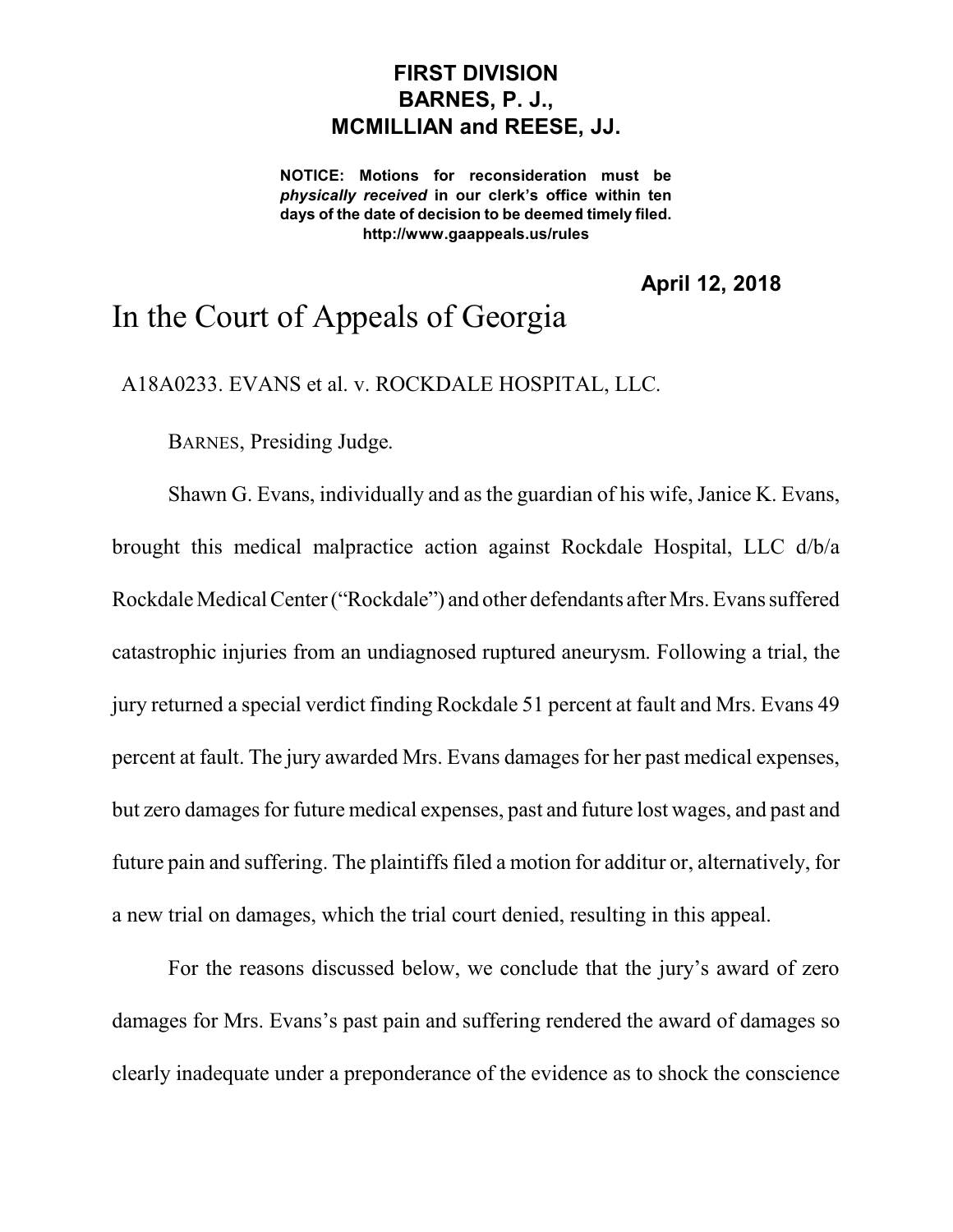**FIRST DIVISION**
**BARNES, P. J.,**
**MCMILLIAN and REESE, JJ.**

**NOTICE: Motions for reconsideration must be *physically received* in our clerk's office within ten days of the date of decision to be deemed timely filed.**
**http://www.gaappeals.us/rules**

**April 12, 2018**

# In the Court of Appeals of Georgia

A18A0233. EVANS et al. v. ROCKDALE HOSPITAL, LLC.

BARNES, Presiding Judge.

Shawn G. Evans, individually and as the guardian of his wife, Janice K. Evans, brought this medical malpractice action against Rockdale Hospital, LLC d/b/a Rockdale Medical Center ("Rockdale") and other defendants after Mrs. Evans suffered catastrophic injuries from an undiagnosed ruptured aneurysm. Following a trial, the jury returned a special verdict finding Rockdale 51 percent at fault and Mrs. Evans 49 percent at fault. The jury awarded Mrs. Evans damages for her past medical expenses, but zero damages for future medical expenses, past and future lost wages, and past and future pain and suffering. The plaintiffs filed a motion for additur or, alternatively, for a new trial on damages, which the trial court denied, resulting in this appeal.

For the reasons discussed below, we conclude that the jury's award of zero damages for Mrs. Evans's past pain and suffering rendered the award of damages so clearly inadequate under a preponderance of the evidence as to shock the conscience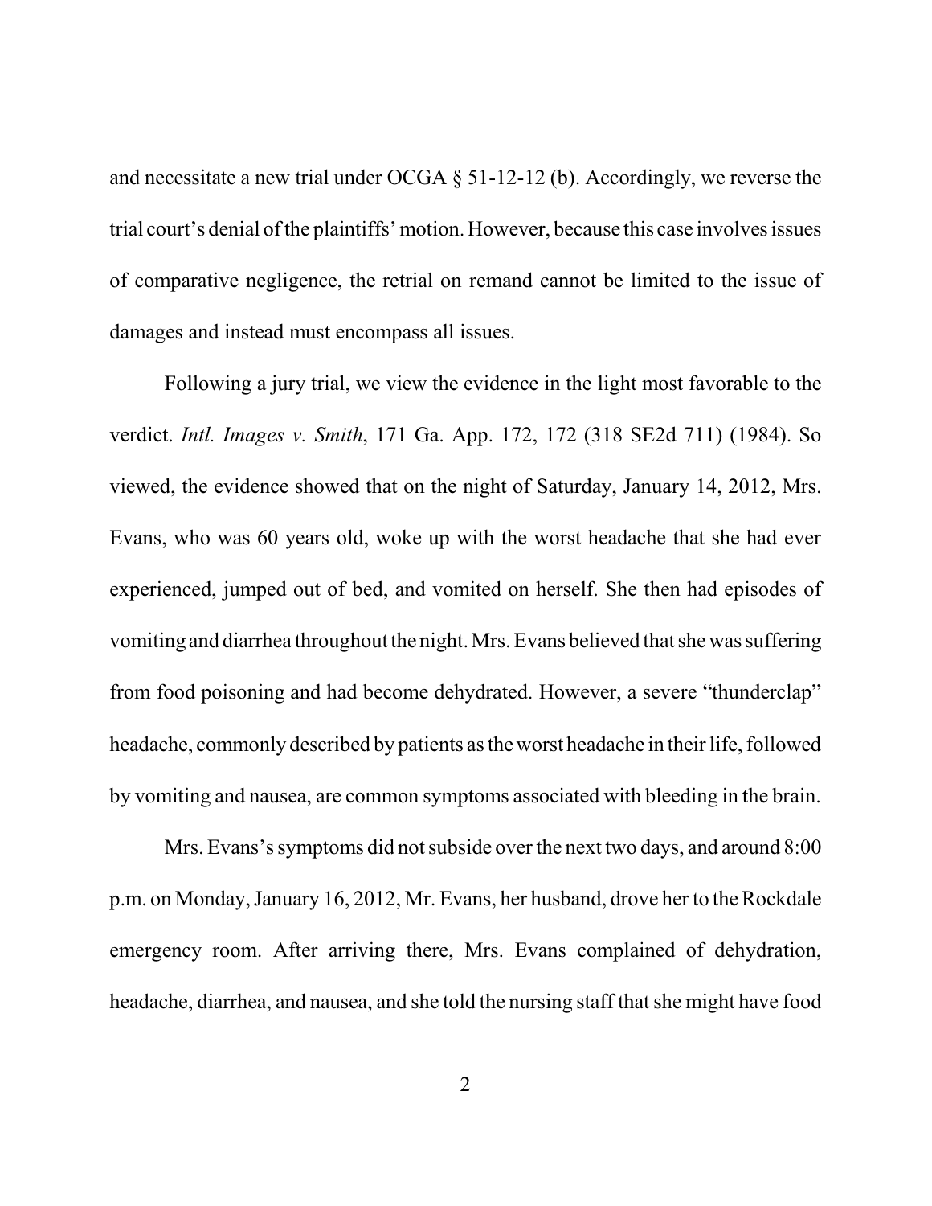and necessitate a new trial under OCGA § 51-12-12 (b). Accordingly, we reverse the trial court's denial of the plaintiffs' motion. However, because this case involves issues of comparative negligence, the retrial on remand cannot be limited to the issue of damages and instead must encompass all issues.

Following a jury trial, we view the evidence in the light most favorable to the verdict. *Intl. Images v. Smith*, 171 Ga. App. 172, 172 (318 SE2d 711) (1984). So viewed, the evidence showed that on the night of Saturday, January 14, 2012, Mrs. Evans, who was 60 years old, woke up with the worst headache that she had ever experienced, jumped out of bed, and vomited on herself. She then had episodes of vomiting and diarrhea throughout the night. Mrs. Evans believed that she was suffering from food poisoning and had become dehydrated. However, a severe "thunderclap" headache, commonly described by patients as the worst headache in their life, followed by vomiting and nausea, are common symptoms associated with bleeding in the brain.

Mrs. Evans's symptoms did not subside over the next two days, and around 8:00 p.m. on Monday, January 16, 2012, Mr. Evans, her husband, drove her to the Rockdale emergency room. After arriving there, Mrs. Evans complained of dehydration, headache, diarrhea, and nausea, and she told the nursing staff that she might have food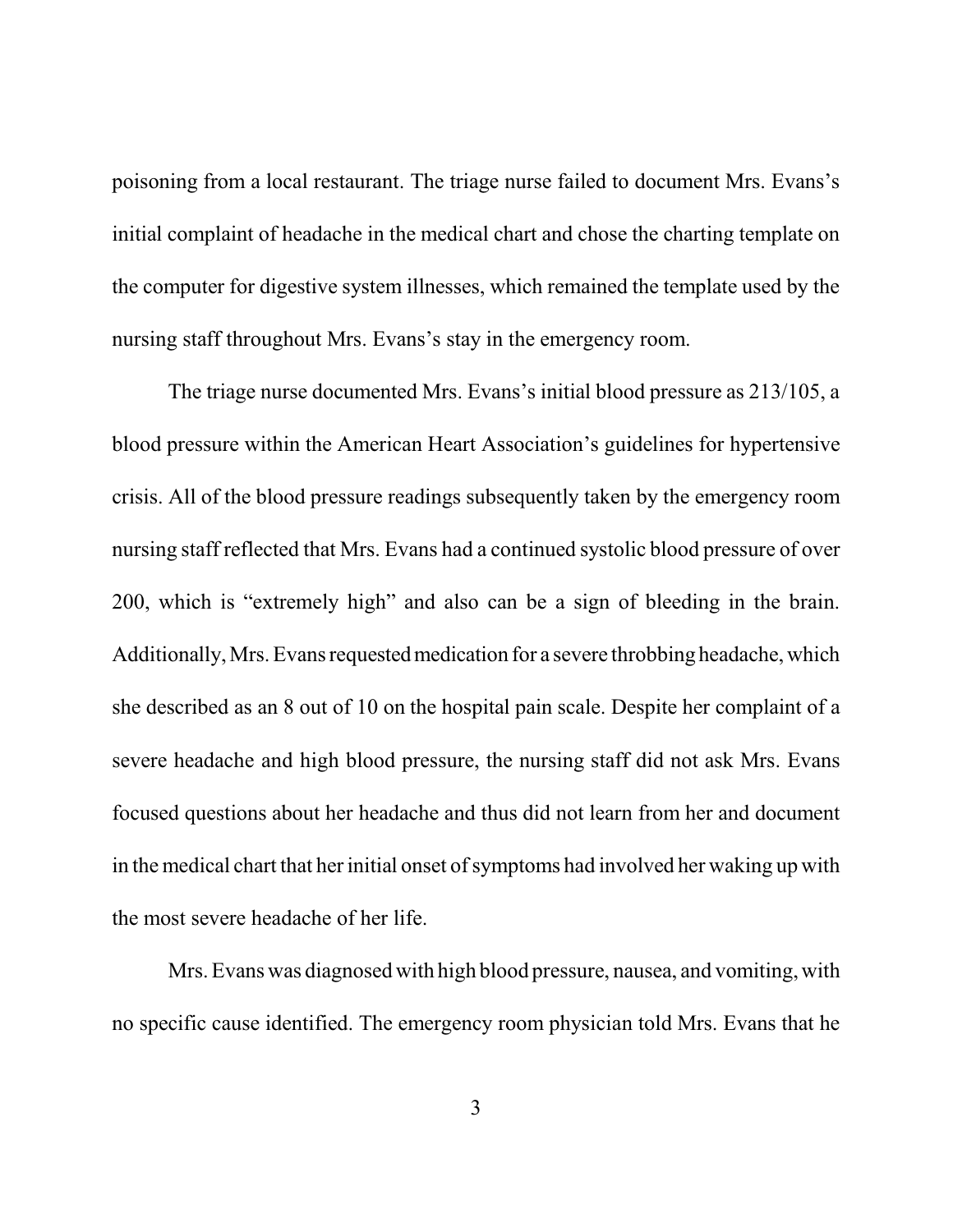poisoning from a local restaurant. The triage nurse failed to document Mrs. Evans's initial complaint of headache in the medical chart and chose the charting template on the computer for digestive system illnesses, which remained the template used by the nursing staff throughout Mrs. Evans's stay in the emergency room.

The triage nurse documented Mrs. Evans's initial blood pressure as 213/105, a blood pressure within the American Heart Association's guidelines for hypertensive crisis. All of the blood pressure readings subsequently taken by the emergency room nursing staff reflected that Mrs. Evans had a continued systolic blood pressure of over 200, which is "extremely high" and also can be a sign of bleeding in the brain. Additionally, Mrs. Evans requested medication for a severe throbbing headache, which she described as an 8 out of 10 on the hospital pain scale. Despite her complaint of a severe headache and high blood pressure, the nursing staff did not ask Mrs. Evans focused questions about her headache and thus did not learn from her and document in the medical chart that her initial onset of symptoms had involved her waking up with the most severe headache of her life.

Mrs. Evans was diagnosed with high blood pressure, nausea, and vomiting, with no specific cause identified. The emergency room physician told Mrs. Evans that he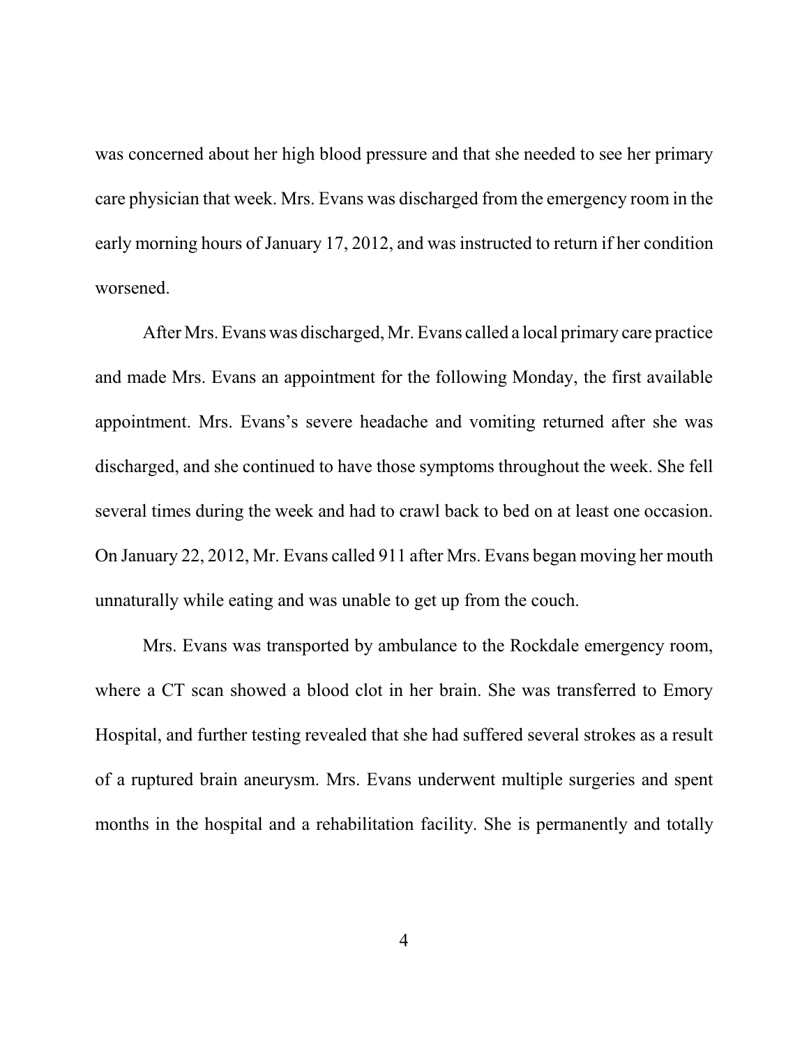was concerned about her high blood pressure and that she needed to see her primary care physician that week. Mrs. Evans was discharged from the emergency room in the early morning hours of January 17, 2012, and was instructed to return if her condition worsened.

After Mrs. Evans was discharged, Mr. Evans called a local primary care practice and made Mrs. Evans an appointment for the following Monday, the first available appointment. Mrs. Evans's severe headache and vomiting returned after she was discharged, and she continued to have those symptoms throughout the week. She fell several times during the week and had to crawl back to bed on at least one occasion. On January 22, 2012, Mr. Evans called 911 after Mrs. Evans began moving her mouth unnaturally while eating and was unable to get up from the couch.

Mrs. Evans was transported by ambulance to the Rockdale emergency room, where a CT scan showed a blood clot in her brain. She was transferred to Emory Hospital, and further testing revealed that she had suffered several strokes as a result of a ruptured brain aneurysm. Mrs. Evans underwent multiple surgeries and spent months in the hospital and a rehabilitation facility. She is permanently and totally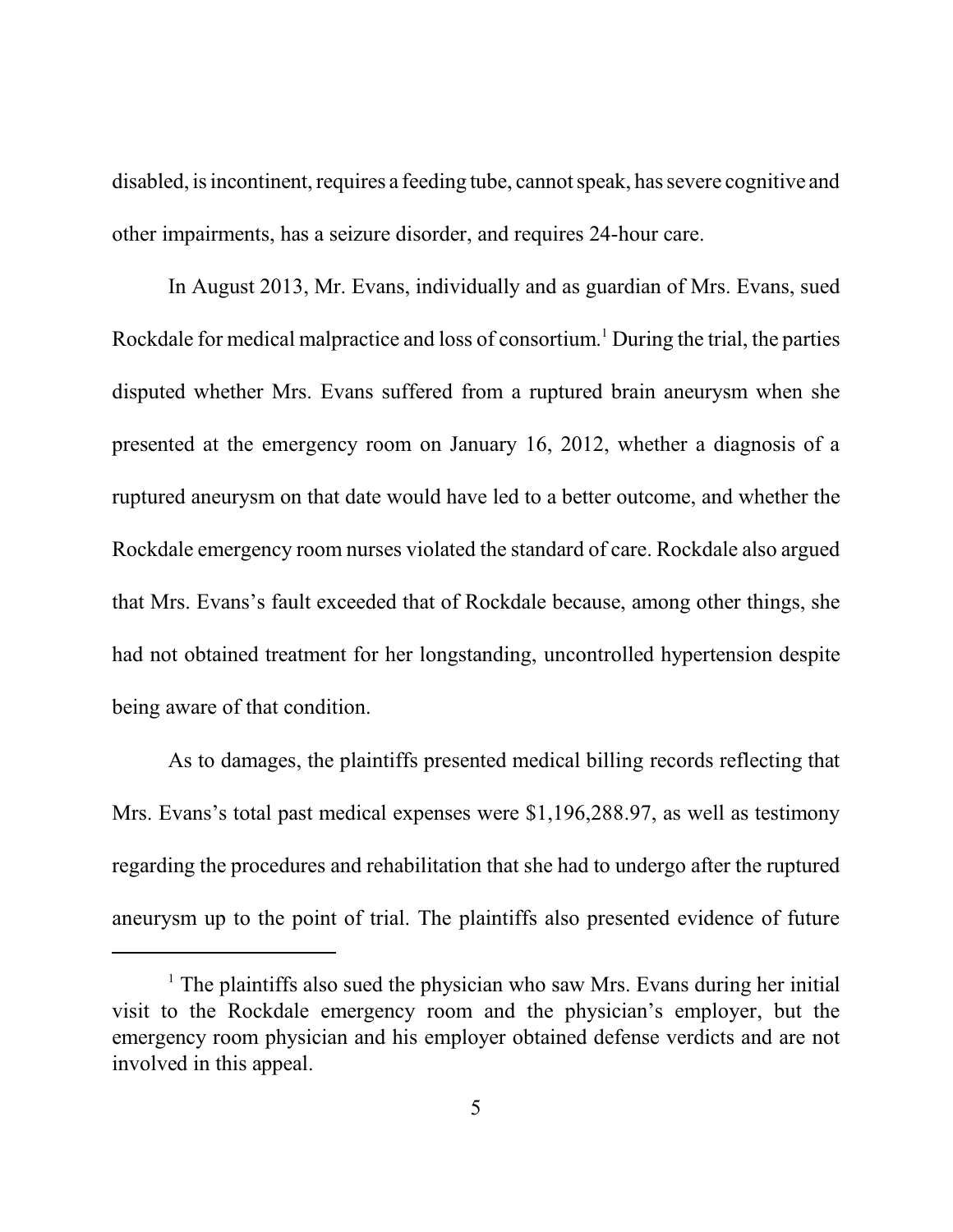disabled, is incontinent, requires a feeding tube, cannot speak, has severe cognitive and other impairments, has a seizure disorder, and requires 24-hour care.

In August 2013, Mr. Evans, individually and as guardian of Mrs. Evans, sued Rockdale for medical malpractice and loss of consortium.[1] During the trial, the parties disputed whether Mrs. Evans suffered from a ruptured brain aneurysm when she presented at the emergency room on January 16, 2012, whether a diagnosis of a ruptured aneurysm on that date would have led to a better outcome, and whether the Rockdale emergency room nurses violated the standard of care. Rockdale also argued that Mrs. Evans's fault exceeded that of Rockdale because, among other things, she had not obtained treatment for her longstanding, uncontrolled hypertension despite being aware of that condition.

As to damages, the plaintiffs presented medical billing records reflecting that Mrs. Evans's total past medical expenses were $1,196,288.97, as well as testimony regarding the procedures and rehabilitation that she had to undergo after the ruptured aneurysm up to the point of trial. The plaintiffs also presented evidence of future

---

[1] The plaintiffs also sued the physician who saw Mrs. Evans during her initial visit to the Rockdale emergency room and the physician's employer, but the emergency room physician and his employer obtained defense verdicts and are not involved in this appeal.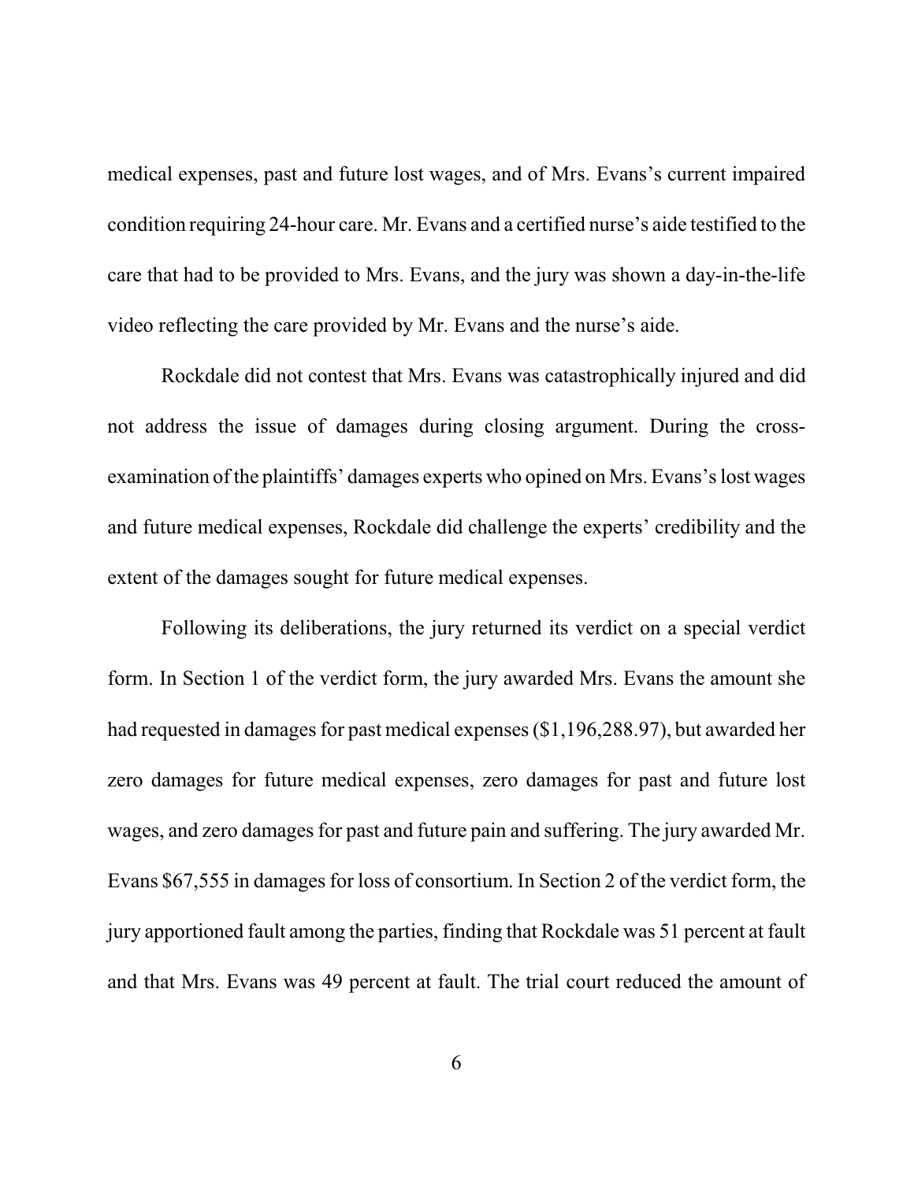medical expenses, past and future lost wages, and of Mrs. Evans's current impaired condition requiring 24-hour care. Mr. Evans and a certified nurse's aide testified to the care that had to be provided to Mrs. Evans, and the jury was shown a day-in-the-life video reflecting the care provided by Mr. Evans and the nurse's aide.

Rockdale did not contest that Mrs. Evans was catastrophically injured and did not address the issue of damages during closing argument. During the cross-examination of the plaintiffs' damages experts who opined on Mrs. Evans's lost wages and future medical expenses, Rockdale did challenge the experts' credibility and the extent of the damages sought for future medical expenses.

Following its deliberations, the jury returned its verdict on a special verdict form. In Section 1 of the verdict form, the jury awarded Mrs. Evans the amount she had requested in damages for past medical expenses ($1,196,288.97), but awarded her zero damages for future medical expenses, zero damages for past and future lost wages, and zero damages for past and future pain and suffering. The jury awarded Mr. Evans $67,555 in damages for loss of consortium. In Section 2 of the verdict form, the jury apportioned fault among the parties, finding that Rockdale was 51 percent at fault and that Mrs. Evans was 49 percent at fault. The trial court reduced the amount of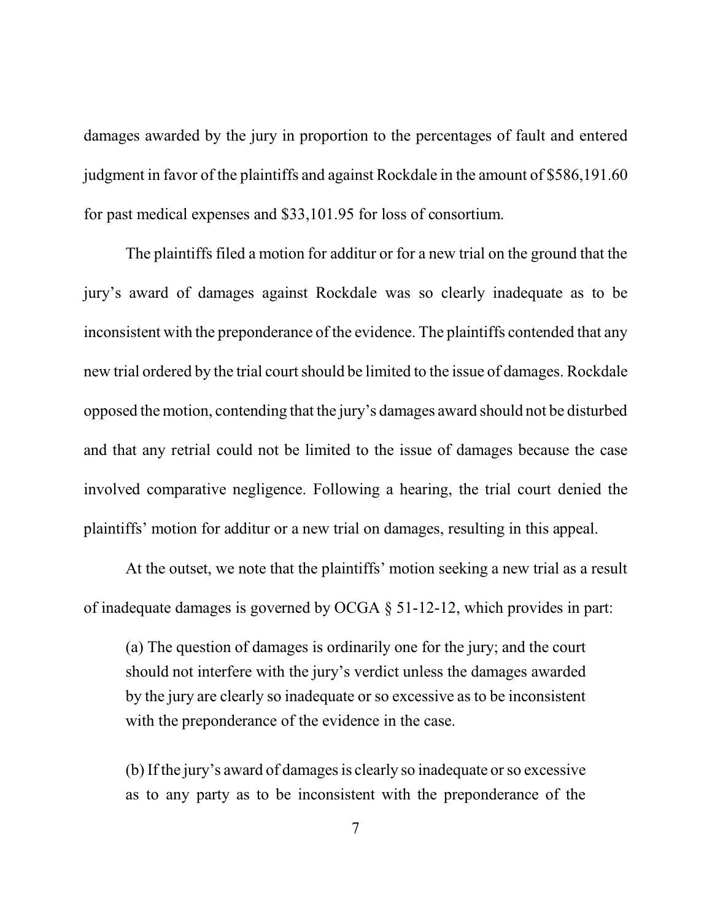damages awarded by the jury in proportion to the percentages of fault and entered judgment in favor of the plaintiffs and against Rockdale in the amount of $586,191.60 for past medical expenses and $33,101.95 for loss of consortium.

The plaintiffs filed a motion for additur or for a new trial on the ground that the jury's award of damages against Rockdale was so clearly inadequate as to be inconsistent with the preponderance of the evidence. The plaintiffs contended that any new trial ordered by the trial court should be limited to the issue of damages. Rockdale opposed the motion, contending that the jury's damages award should not be disturbed and that any retrial could not be limited to the issue of damages because the case involved comparative negligence. Following a hearing, the trial court denied the plaintiffs' motion for additur or a new trial on damages, resulting in this appeal.

At the outset, we note that the plaintiffs' motion seeking a new trial as a result of inadequate damages is governed by OCGA § 51-12-12, which provides in part:

> (a) The question of damages is ordinarily one for the jury; and the court should not interfere with the jury's verdict unless the damages awarded by the jury are clearly so inadequate or so excessive as to be inconsistent with the preponderance of the evidence in the case.
>
> (b) If the jury's award of damages is clearly so inadequate or so excessive as to any party as to be inconsistent with the preponderance of the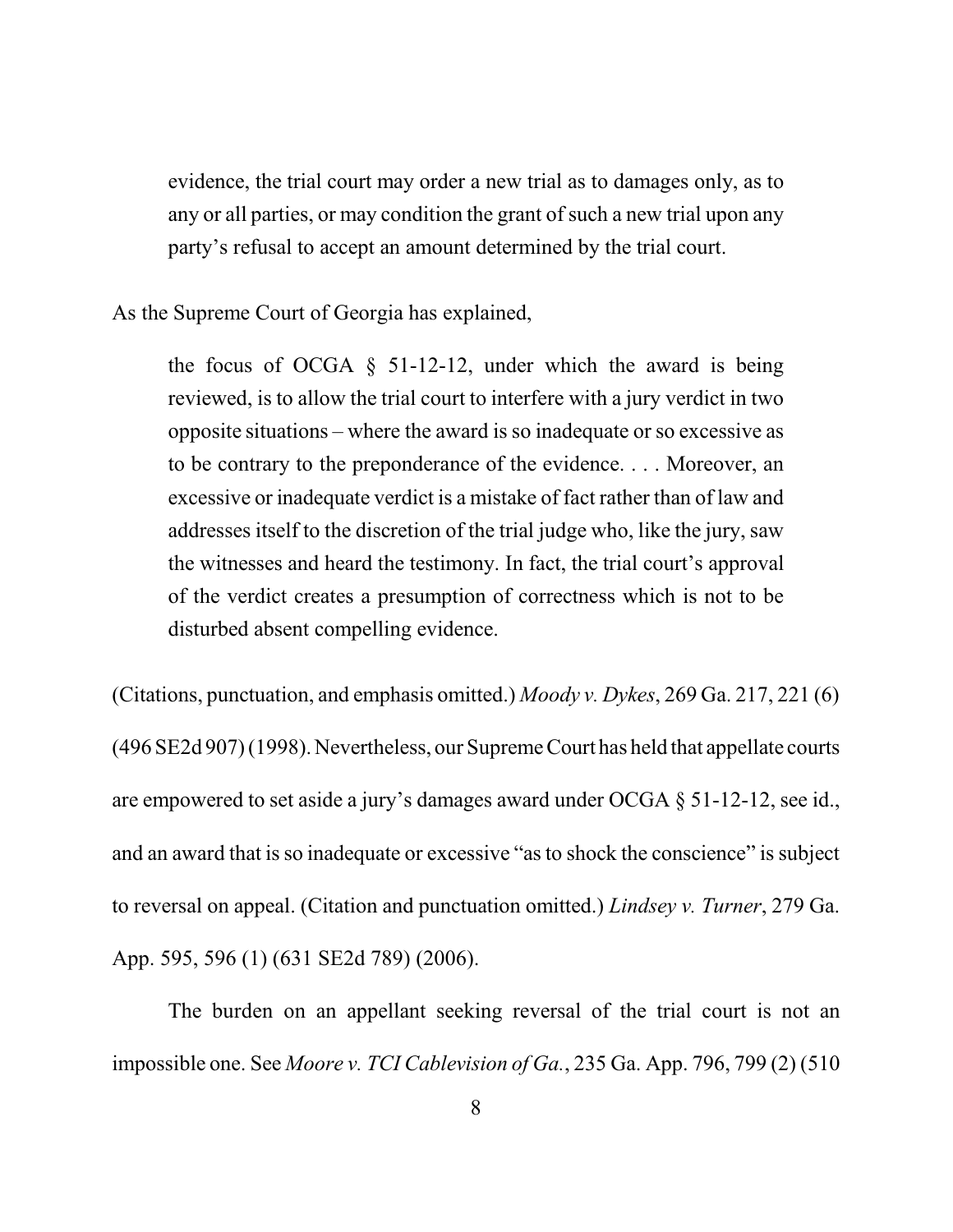> evidence, the trial court may order a new trial as to damages only, as to any or all parties, or may condition the grant of such a new trial upon any party's refusal to accept an amount determined by the trial court.

As the Supreme Court of Georgia has explained,

> the focus of OCGA § 51-12-12, under which the award is being reviewed, is to allow the trial court to interfere with a jury verdict in two opposite situations – where the award is so inadequate or so excessive as to be contrary to the preponderance of the evidence. . . . Moreover, an excessive or inadequate verdict is a mistake of fact rather than of law and addresses itself to the discretion of the trial judge who, like the jury, saw the witnesses and heard the testimony. In fact, the trial court's approval of the verdict creates a presumption of correctness which is not to be disturbed absent compelling evidence.

(Citations, punctuation, and emphasis omitted.) *Moody v. Dykes*, 269 Ga. 217, 221 (6) (496 SE2d 907) (1998). Nevertheless, our Supreme Court has held that appellate courts are empowered to set aside a jury's damages award under OCGA § 51-12-12, see id., and an award that is so inadequate or excessive "as to shock the conscience" is subject to reversal on appeal. (Citation and punctuation omitted.) *Lindsey v. Turner*, 279 Ga. App. 595, 596 (1) (631 SE2d 789) (2006).

The burden on an appellant seeking reversal of the trial court is not an impossible one. See *Moore v. TCI Cablevision of Ga.*, 235 Ga. App. 796, 799 (2) (510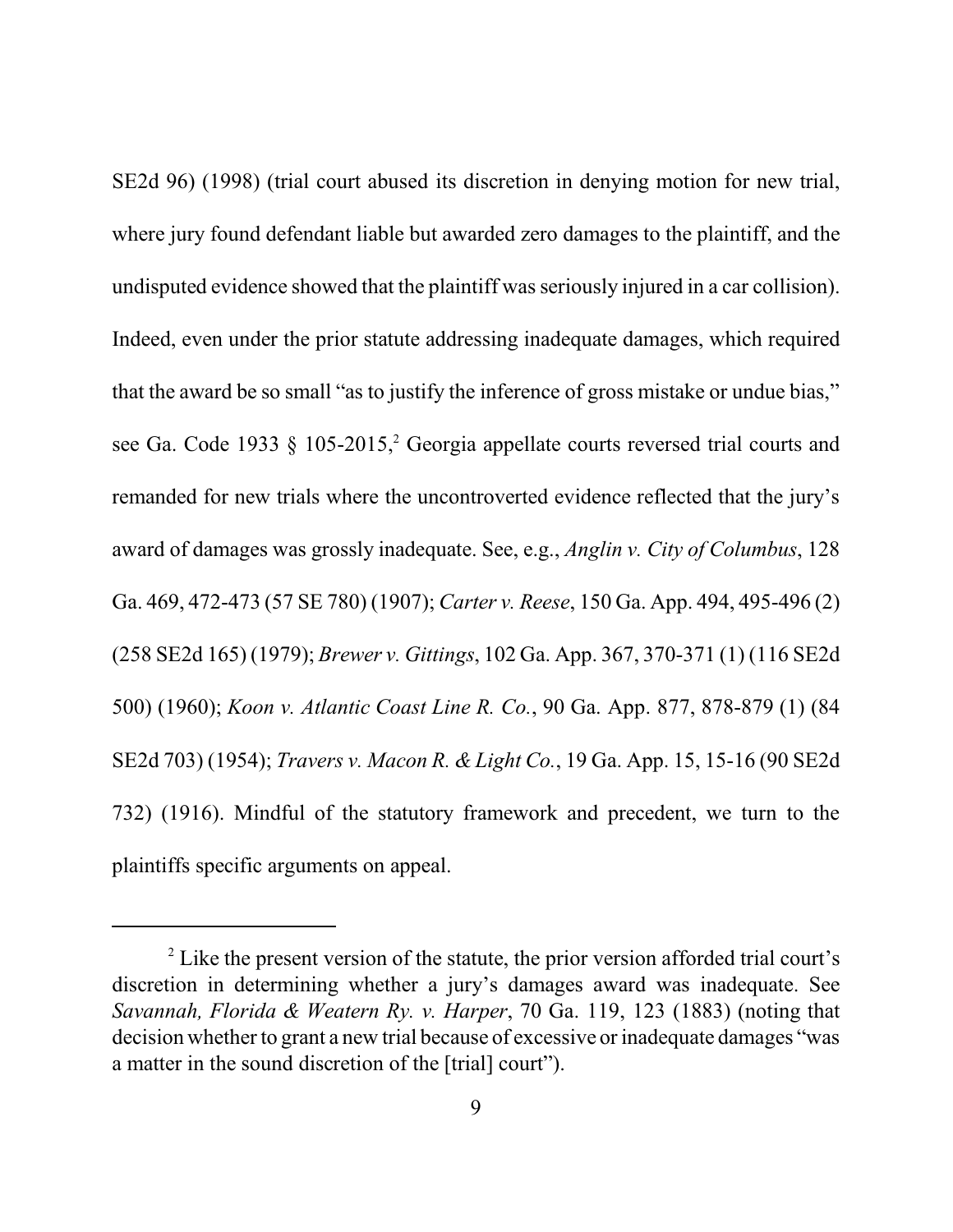SE2d 96) (1998) (trial court abused its discretion in denying motion for new trial, where jury found defendant liable but awarded zero damages to the plaintiff, and the undisputed evidence showed that the plaintiff was seriously injured in a car collision). Indeed, even under the prior statute addressing inadequate damages, which required that the award be so small "as to justify the inference of gross mistake or undue bias," see Ga. Code 1933 § 105-2015,[2] Georgia appellate courts reversed trial courts and remanded for new trials where the uncontroverted evidence reflected that the jury's award of damages was grossly inadequate. See, e.g., *Anglin v. City of Columbus*, 128 Ga. 469, 472-473 (57 SE 780) (1907); *Carter v. Reese*, 150 Ga. App. 494, 495-496 (2) (258 SE2d 165) (1979); *Brewer v. Gittings*, 102 Ga. App. 367, 370-371 (1) (116 SE2d 500) (1960); *Koon v. Atlantic Coast Line R. Co.*, 90 Ga. App. 877, 878-879 (1) (84 SE2d 703) (1954); *Travers v. Macon R. & Light Co.*, 19 Ga. App. 15, 15-16 (90 SE2d 732) (1916). Mindful of the statutory framework and precedent, we turn to the plaintiffs specific arguments on appeal.

---

[2] Like the present version of the statute, the prior version afforded trial court's discretion in determining whether a jury's damages award was inadequate. See *Savannah, Florida & Weatern Ry. v. Harper*, 70 Ga. 119, 123 (1883) (noting that decision whether to grant a new trial because of excessive or inadequate damages "was a matter in the sound discretion of the [trial] court").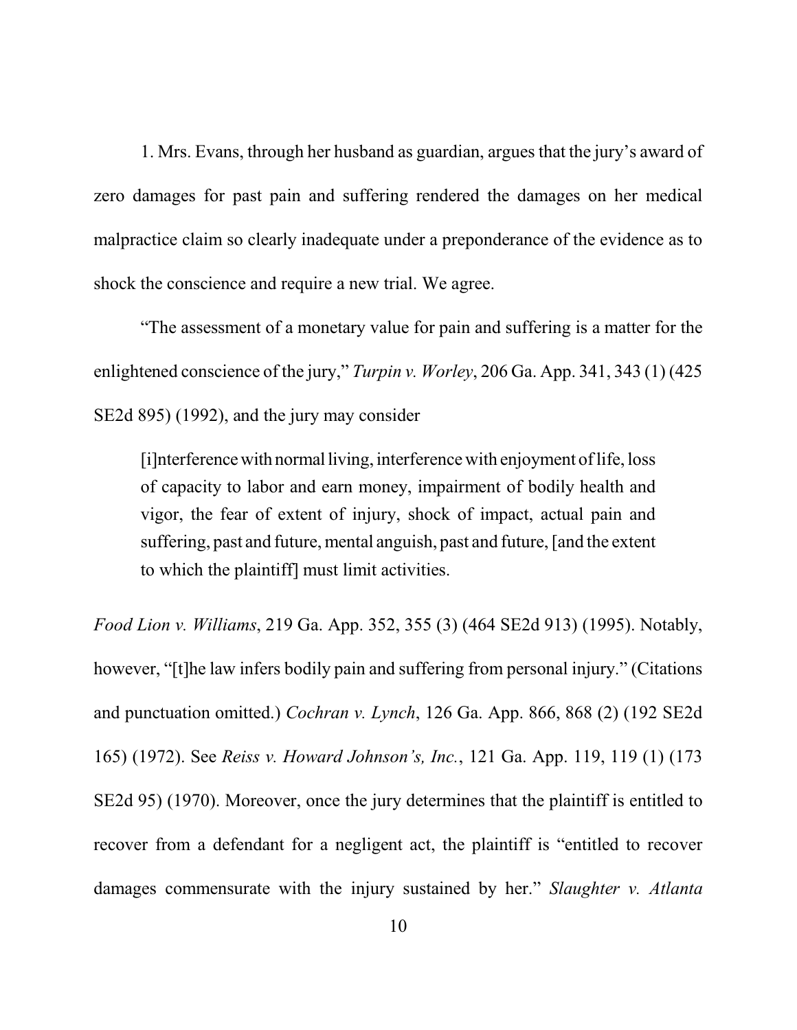1. Mrs. Evans, through her husband as guardian, argues that the jury's award of zero damages for past pain and suffering rendered the damages on her medical malpractice claim so clearly inadequate under a preponderance of the evidence as to shock the conscience and require a new trial. We agree.

"The assessment of a monetary value for pain and suffering is a matter for the enlightened conscience of the jury," *Turpin v. Worley*, 206 Ga. App. 341, 343 (1) (425 SE2d 895) (1992), and the jury may consider

> [i]nterference with normal living, interference with enjoyment of life, loss of capacity to labor and earn money, impairment of bodily health and vigor, the fear of extent of injury, shock of impact, actual pain and suffering, past and future, mental anguish, past and future, [and the extent to which the plaintiff] must limit activities.

*Food Lion v. Williams*, 219 Ga. App. 352, 355 (3) (464 SE2d 913) (1995). Notably, however, "[t]he law infers bodily pain and suffering from personal injury." (Citations and punctuation omitted.) *Cochran v. Lynch*, 126 Ga. App. 866, 868 (2) (192 SE2d 165) (1972). See *Reiss v. Howard Johnson's, Inc.*, 121 Ga. App. 119, 119 (1) (173 SE2d 95) (1970). Moreover, once the jury determines that the plaintiff is entitled to recover from a defendant for a negligent act, the plaintiff is "entitled to recover damages commensurate with the injury sustained by her." *Slaughter v. Atlanta*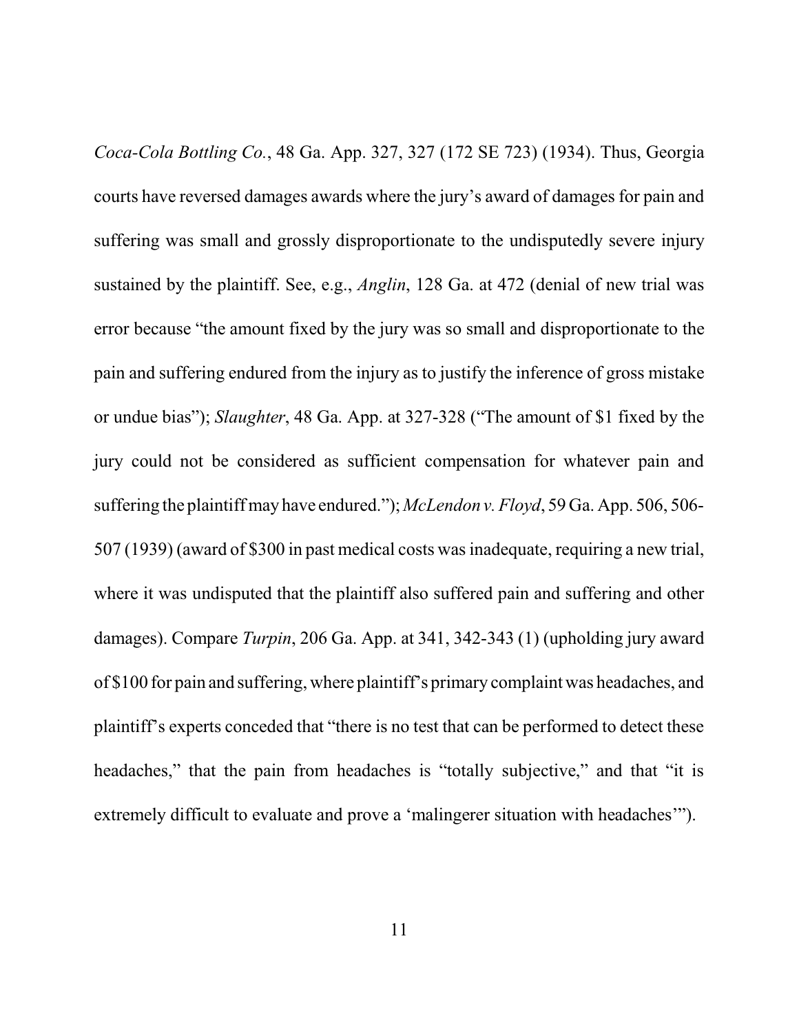*Coca-Cola Bottling Co.*, 48 Ga. App. 327, 327 (172 SE 723) (1934). Thus, Georgia courts have reversed damages awards where the jury's award of damages for pain and suffering was small and grossly disproportionate to the undisputedly severe injury sustained by the plaintiff. See, e.g., *Anglin*, 128 Ga. at 472 (denial of new trial was error because "the amount fixed by the jury was so small and disproportionate to the pain and suffering endured from the injury as to justify the inference of gross mistake or undue bias"); *Slaughter*, 48 Ga. App. at 327-328 ("The amount of $1 fixed by the jury could not be considered as sufficient compensation for whatever pain and suffering the plaintiff may have endured."); *McLendon v. Floyd*, 59 Ga. App. 506, 506-507 (1939) (award of $300 in past medical costs was inadequate, requiring a new trial, where it was undisputed that the plaintiff also suffered pain and suffering and other damages). Compare *Turpin*, 206 Ga. App. at 341, 342-343 (1) (upholding jury award of $100 for pain and suffering, where plaintiff's primary complaint was headaches, and plaintiff's experts conceded that "there is no test that can be performed to detect these headaches," that the pain from headaches is "totally subjective," and that "it is extremely difficult to evaluate and prove a 'malingerer situation with headaches'").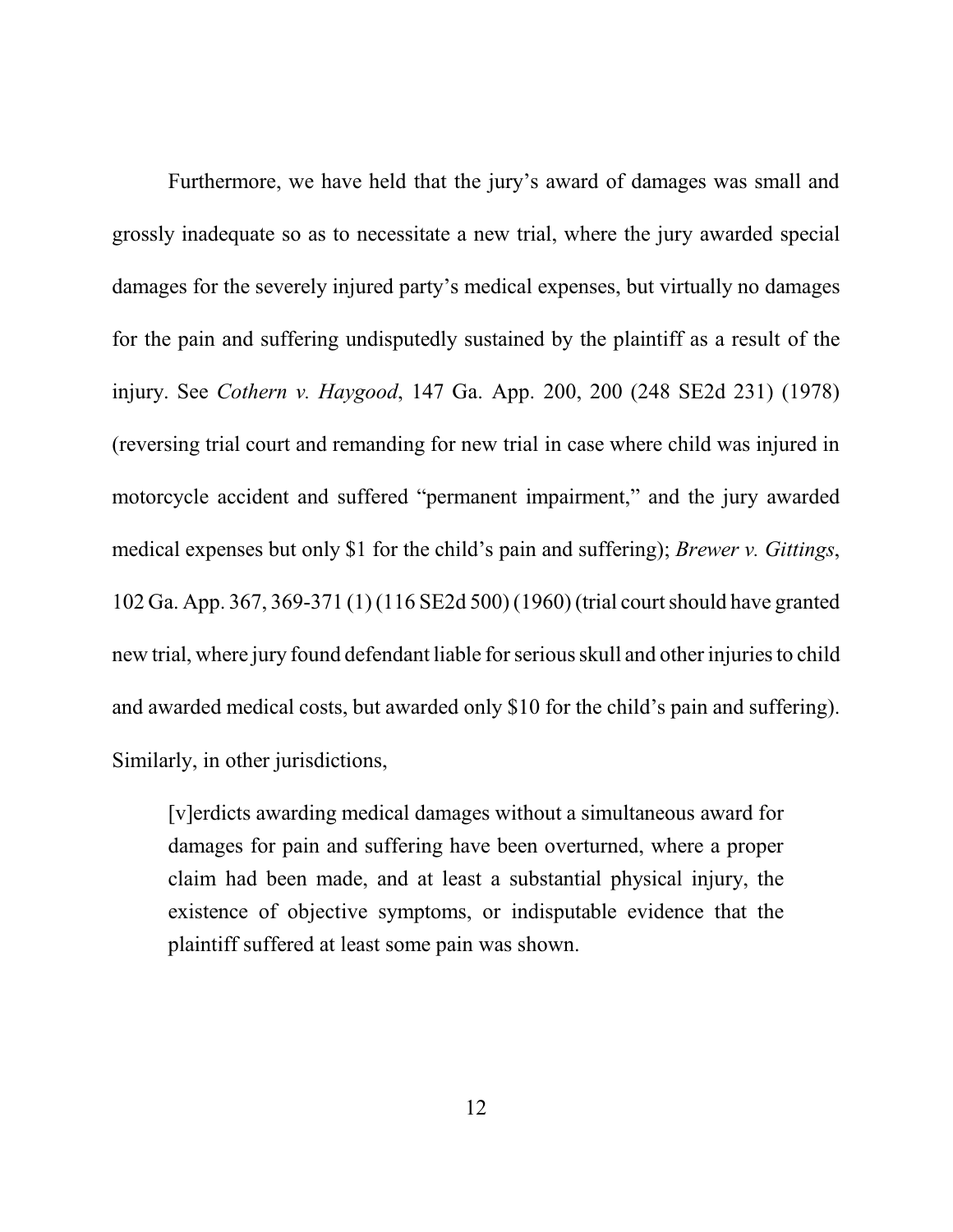Furthermore, we have held that the jury's award of damages was small and grossly inadequate so as to necessitate a new trial, where the jury awarded special damages for the severely injured party's medical expenses, but virtually no damages for the pain and suffering undisputedly sustained by the plaintiff as a result of the injury. See *Cothern v. Haygood*, 147 Ga. App. 200, 200 (248 SE2d 231) (1978) (reversing trial court and remanding for new trial in case where child was injured in motorcycle accident and suffered "permanent impairment," and the jury awarded medical expenses but only $1 for the child's pain and suffering); *Brewer v. Gittings*, 102 Ga. App. 367, 369-371 (1) (116 SE2d 500) (1960) (trial court should have granted new trial, where jury found defendant liable for serious skull and other injuries to child and awarded medical costs, but awarded only $10 for the child's pain and suffering). Similarly, in other jurisdictions,

> [v]erdicts awarding medical damages without a simultaneous award for damages for pain and suffering have been overturned, where a proper claim had been made, and at least a substantial physical injury, the existence of objective symptoms, or indisputable evidence that the plaintiff suffered at least some pain was shown.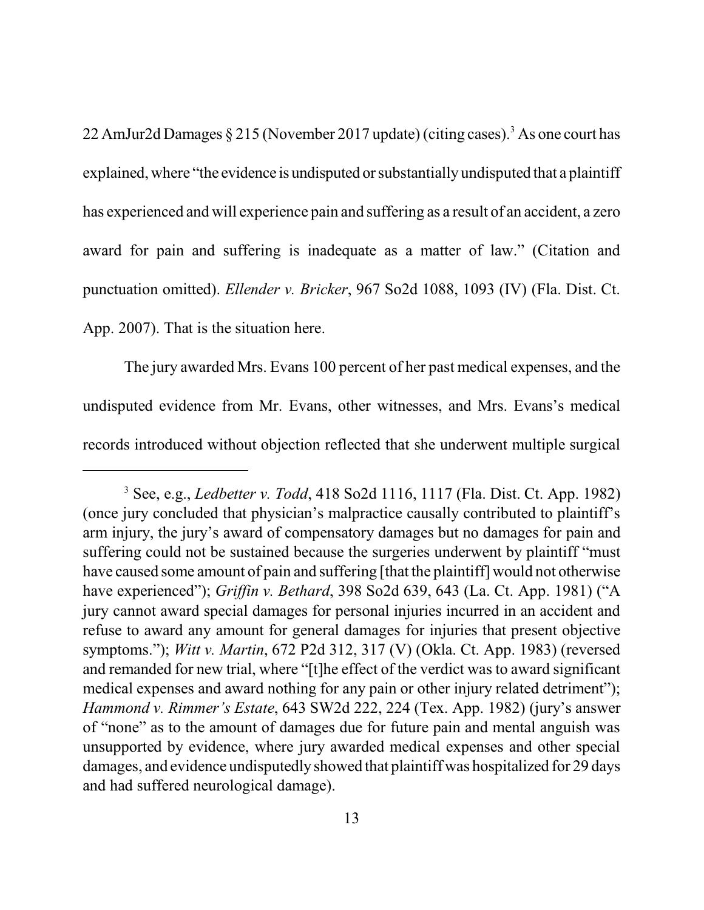22 AmJur2d Damages § 215 (November 2017 update) (citing cases).[3] As one court has explained, where "the evidence is undisputed or substantially undisputed that a plaintiff has experienced and will experience pain and suffering as a result of an accident, a zero award for pain and suffering is inadequate as a matter of law." (Citation and punctuation omitted). *Ellender v. Bricker*, 967 So2d 1088, 1093 (IV) (Fla. Dist. Ct. App. 2007). That is the situation here.

The jury awarded Mrs. Evans 100 percent of her past medical expenses, and the undisputed evidence from Mr. Evans, other witnesses, and Mrs. Evans's medical records introduced without objection reflected that she underwent multiple surgical

---

[3] See, e.g., *Ledbetter v. Todd*, 418 So2d 1116, 1117 (Fla. Dist. Ct. App. 1982) (once jury concluded that physician's malpractice causally contributed to plaintiff's arm injury, the jury's award of compensatory damages but no damages for pain and suffering could not be sustained because the surgeries underwent by plaintiff "must have caused some amount of pain and suffering [that the plaintiff] would not otherwise have experienced"); *Griffin v. Bethard*, 398 So2d 639, 643 (La. Ct. App. 1981) ("A jury cannot award special damages for personal injuries incurred in an accident and refuse to award any amount for general damages for injuries that present objective symptoms."); *Witt v. Martin*, 672 P2d 312, 317 (V) (Okla. Ct. App. 1983) (reversed and remanded for new trial, where "[t]he effect of the verdict was to award significant medical expenses and award nothing for any pain or other injury related detriment"); *Hammond v. Rimmer's Estate*, 643 SW2d 222, 224 (Tex. App. 1982) (jury's answer of "none" as to the amount of damages due for future pain and mental anguish was unsupported by evidence, where jury awarded medical expenses and other special damages, and evidence undisputedly showed that plaintiff was hospitalized for 29 days and had suffered neurological damage).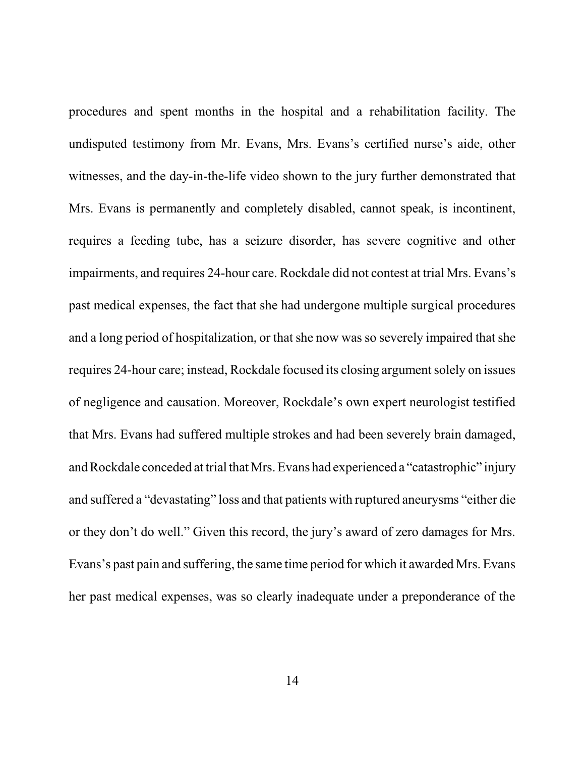procedures and spent months in the hospital and a rehabilitation facility. The undisputed testimony from Mr. Evans, Mrs. Evans's certified nurse's aide, other witnesses, and the day-in-the-life video shown to the jury further demonstrated that Mrs. Evans is permanently and completely disabled, cannot speak, is incontinent, requires a feeding tube, has a seizure disorder, has severe cognitive and other impairments, and requires 24-hour care. Rockdale did not contest at trial Mrs. Evans's past medical expenses, the fact that she had undergone multiple surgical procedures and a long period of hospitalization, or that she now was so severely impaired that she requires 24-hour care; instead, Rockdale focused its closing argument solely on issues of negligence and causation. Moreover, Rockdale's own expert neurologist testified that Mrs. Evans had suffered multiple strokes and had been severely brain damaged, and Rockdale conceded at trial that Mrs. Evans had experienced a "catastrophic" injury and suffered a "devastating" loss and that patients with ruptured aneurysms "either die or they don't do well." Given this record, the jury's award of zero damages for Mrs. Evans's past pain and suffering, the same time period for which it awarded Mrs. Evans her past medical expenses, was so clearly inadequate under a preponderance of the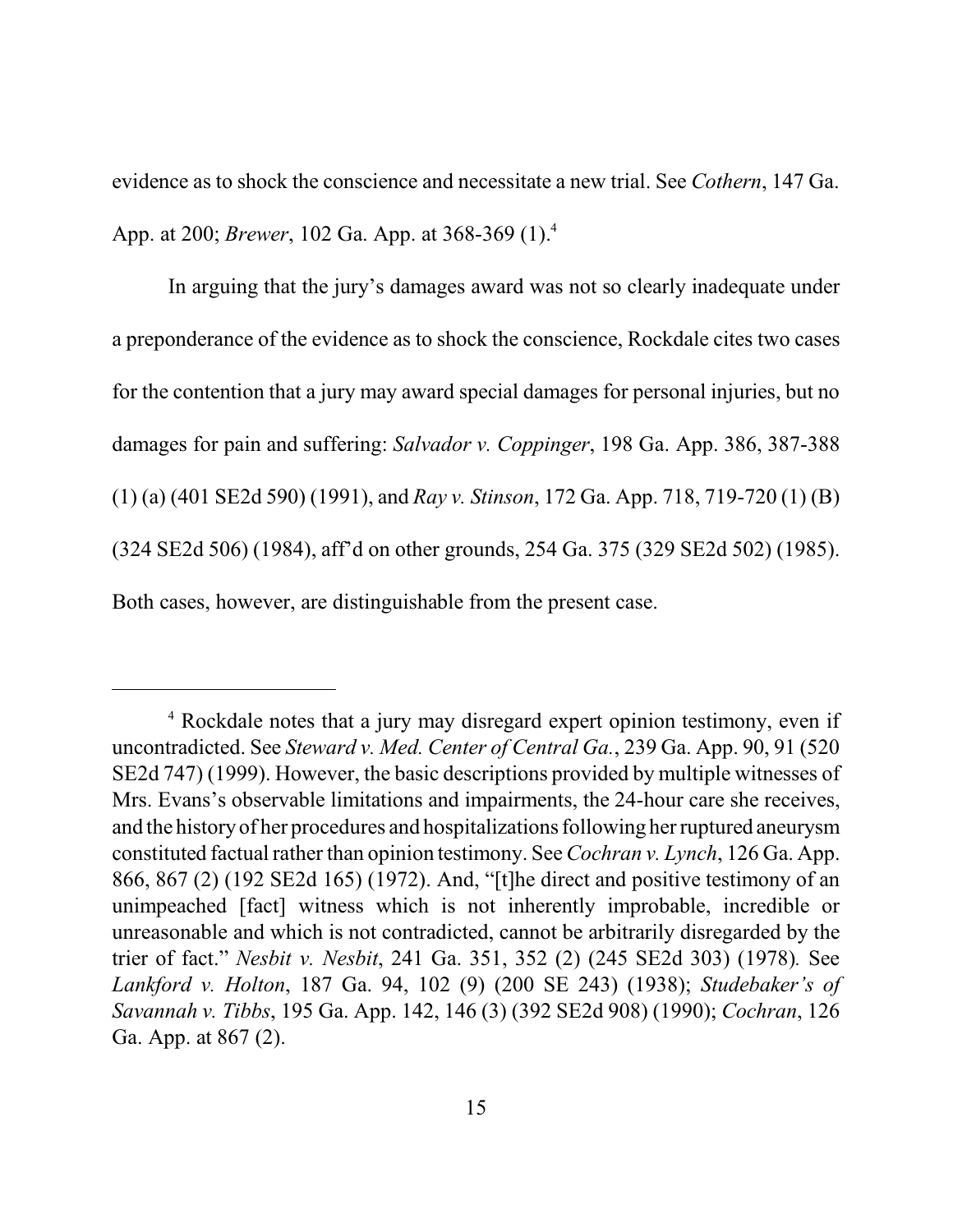evidence as to shock the conscience and necessitate a new trial. See *Cothern*, 147 Ga. App. at 200; *Brewer*, 102 Ga. App. at 368-369 (1).[4]

In arguing that the jury's damages award was not so clearly inadequate under a preponderance of the evidence as to shock the conscience, Rockdale cites two cases for the contention that a jury may award special damages for personal injuries, but no damages for pain and suffering: *Salvador v. Coppinger*, 198 Ga. App. 386, 387-388 (1) (a) (401 SE2d 590) (1991), and *Ray v. Stinson*, 172 Ga. App. 718, 719-720 (1) (B) (324 SE2d 506) (1984), aff'd on other grounds, 254 Ga. 375 (329 SE2d 502) (1985). Both cases, however, are distinguishable from the present case.

---

[4] Rockdale notes that a jury may disregard expert opinion testimony, even if uncontradicted. See *Steward v. Med. Center of Central Ga.*, 239 Ga. App. 90, 91 (520 SE2d 747) (1999). However, the basic descriptions provided by multiple witnesses of Mrs. Evans's observable limitations and impairments, the 24-hour care she receives, and the history of her procedures and hospitalizations following her ruptured aneurysm constituted factual rather than opinion testimony. See *Cochran v. Lynch*, 126 Ga. App. 866, 867 (2) (192 SE2d 165) (1972). And, "[t]he direct and positive testimony of an unimpeached [fact] witness which is not inherently improbable, incredible or unreasonable and which is not contradicted, cannot be arbitrarily disregarded by the trier of fact." *Nesbit v. Nesbit*, 241 Ga. 351, 352 (2) (245 SE2d 303) (1978). See *Lankford v. Holton*, 187 Ga. 94, 102 (9) (200 SE 243) (1938); *Studebaker's of Savannah v. Tibbs*, 195 Ga. App. 142, 146 (3) (392 SE2d 908) (1990); *Cochran*, 126 Ga. App. at 867 (2).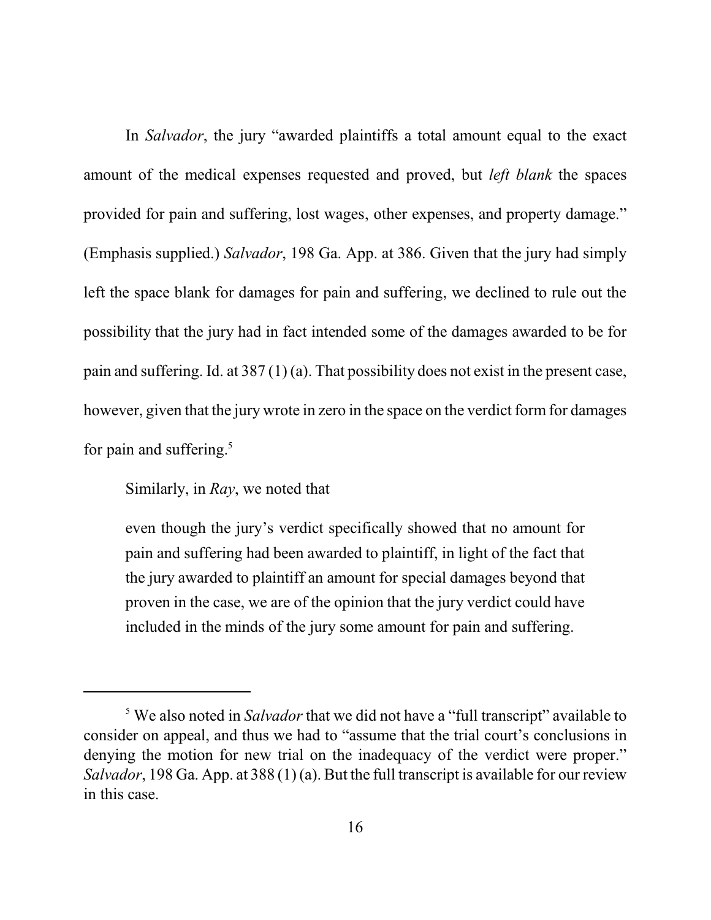In *Salvador*, the jury "awarded plaintiffs a total amount equal to the exact amount of the medical expenses requested and proved, but *left blank* the spaces provided for pain and suffering, lost wages, other expenses, and property damage." (Emphasis supplied.) *Salvador*, 198 Ga. App. at 386. Given that the jury had simply left the space blank for damages for pain and suffering, we declined to rule out the possibility that the jury had in fact intended some of the damages awarded to be for pain and suffering. Id. at 387 (1) (a). That possibility does not exist in the present case, however, given that the jury wrote in zero in the space on the verdict form for damages for pain and suffering.[5]

Similarly, in *Ray*, we noted that

> even though the jury's verdict specifically showed that no amount for pain and suffering had been awarded to plaintiff, in light of the fact that the jury awarded to plaintiff an amount for special damages beyond that proven in the case, we are of the opinion that the jury verdict could have included in the minds of the jury some amount for pain and suffering.

---

[5] We also noted in *Salvador* that we did not have a "full transcript" available to consider on appeal, and thus we had to "assume that the trial court's conclusions in denying the motion for new trial on the inadequacy of the verdict were proper." *Salvador*, 198 Ga. App. at 388 (1) (a). But the full transcript is available for our review in this case.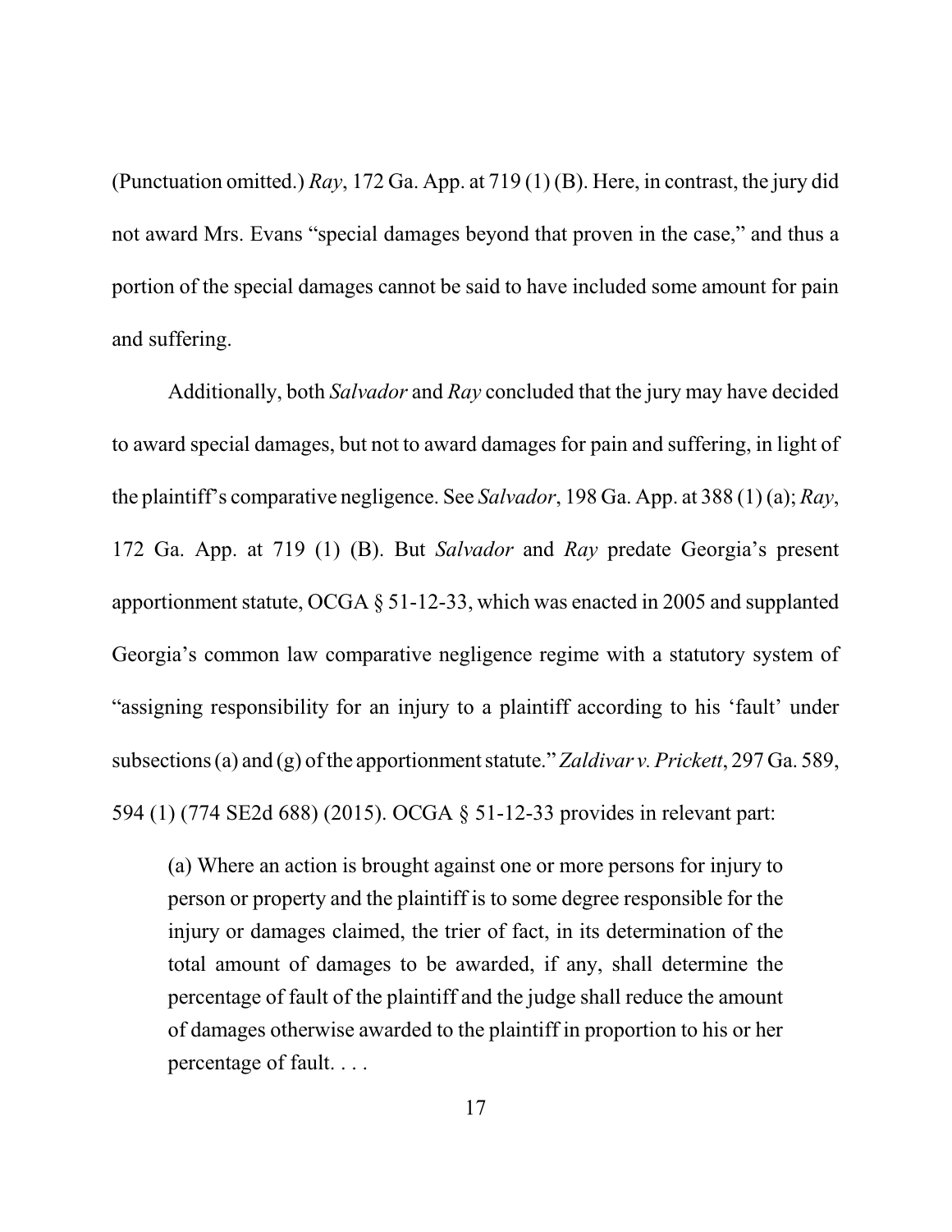(Punctuation omitted.) *Ray*, 172 Ga. App. at 719 (1) (B). Here, in contrast, the jury did not award Mrs. Evans "special damages beyond that proven in the case," and thus a portion of the special damages cannot be said to have included some amount for pain and suffering.

Additionally, both *Salvador* and *Ray* concluded that the jury may have decided to award special damages, but not to award damages for pain and suffering, in light of the plaintiff's comparative negligence. See *Salvador*, 198 Ga. App. at 388 (1) (a); *Ray*, 172 Ga. App. at 719 (1) (B). But *Salvador* and *Ray* predate Georgia's present apportionment statute, OCGA § 51-12-33, which was enacted in 2005 and supplanted Georgia's common law comparative negligence regime with a statutory system of "assigning responsibility for an injury to a plaintiff according to his 'fault' under subsections (a) and (g) of the apportionment statute." *Zaldivar v. Prickett*, 297 Ga. 589, 594 (1) (774 SE2d 688) (2015). OCGA § 51-12-33 provides in relevant part:

> (a) Where an action is brought against one or more persons for injury to person or property and the plaintiff is to some degree responsible for the injury or damages claimed, the trier of fact, in its determination of the total amount of damages to be awarded, if any, shall determine the percentage of fault of the plaintiff and the judge shall reduce the amount of damages otherwise awarded to the plaintiff in proportion to his or her percentage of fault. . . .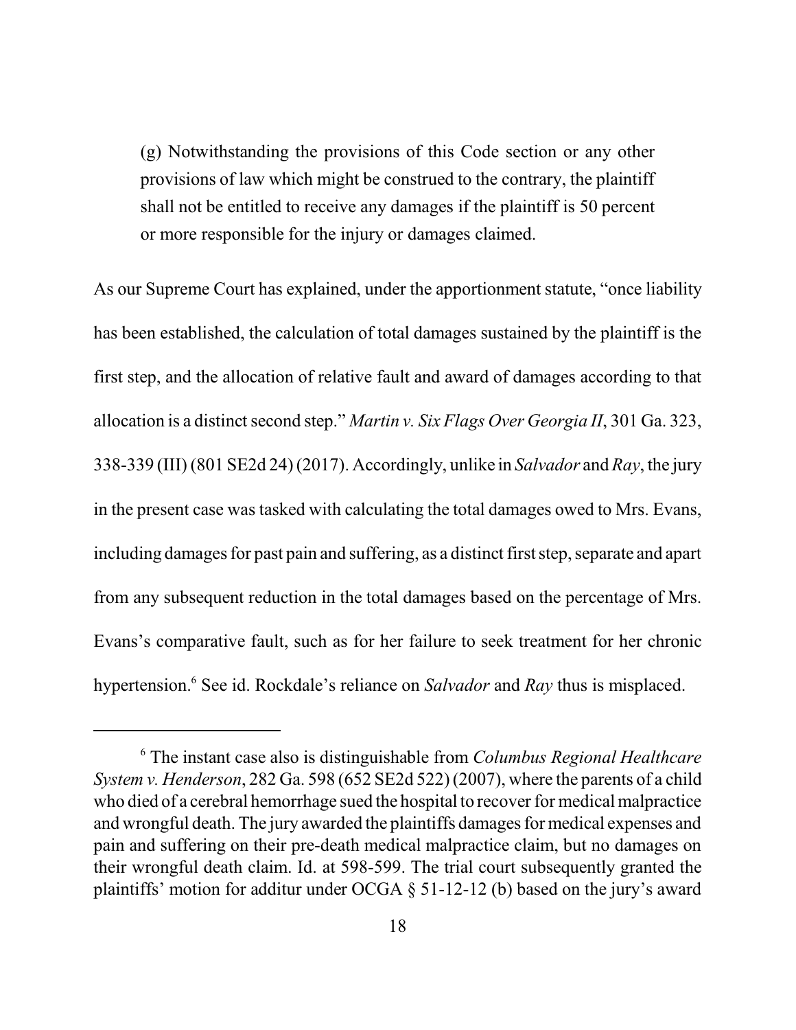> (g) Notwithstanding the provisions of this Code section or any other provisions of law which might be construed to the contrary, the plaintiff shall not be entitled to receive any damages if the plaintiff is 50 percent or more responsible for the injury or damages claimed.

As our Supreme Court has explained, under the apportionment statute, "once liability has been established, the calculation of total damages sustained by the plaintiff is the first step, and the allocation of relative fault and award of damages according to that allocation is a distinct second step." *Martin v. Six Flags Over Georgia II*, 301 Ga. 323, 338-339 (III) (801 SE2d 24) (2017). Accordingly, unlike in *Salvador* and *Ray*, the jury in the present case was tasked with calculating the total damages owed to Mrs. Evans, including damages for past pain and suffering, as a distinct first step, separate and apart from any subsequent reduction in the total damages based on the percentage of Mrs. Evans's comparative fault, such as for her failure to seek treatment for her chronic hypertension.[6] See id. Rockdale's reliance on *Salvador* and *Ray* thus is misplaced.

---

[6] The instant case also is distinguishable from *Columbus Regional Healthcare System v. Henderson*, 282 Ga. 598 (652 SE2d 522) (2007), where the parents of a child who died of a cerebral hemorrhage sued the hospital to recover for medical malpractice and wrongful death. The jury awarded the plaintiffs damages for medical expenses and pain and suffering on their pre-death medical malpractice claim, but no damages on their wrongful death claim. Id. at 598-599. The trial court subsequently granted the plaintiffs' motion for additur under OCGA § 51-12-12 (b) based on the jury's award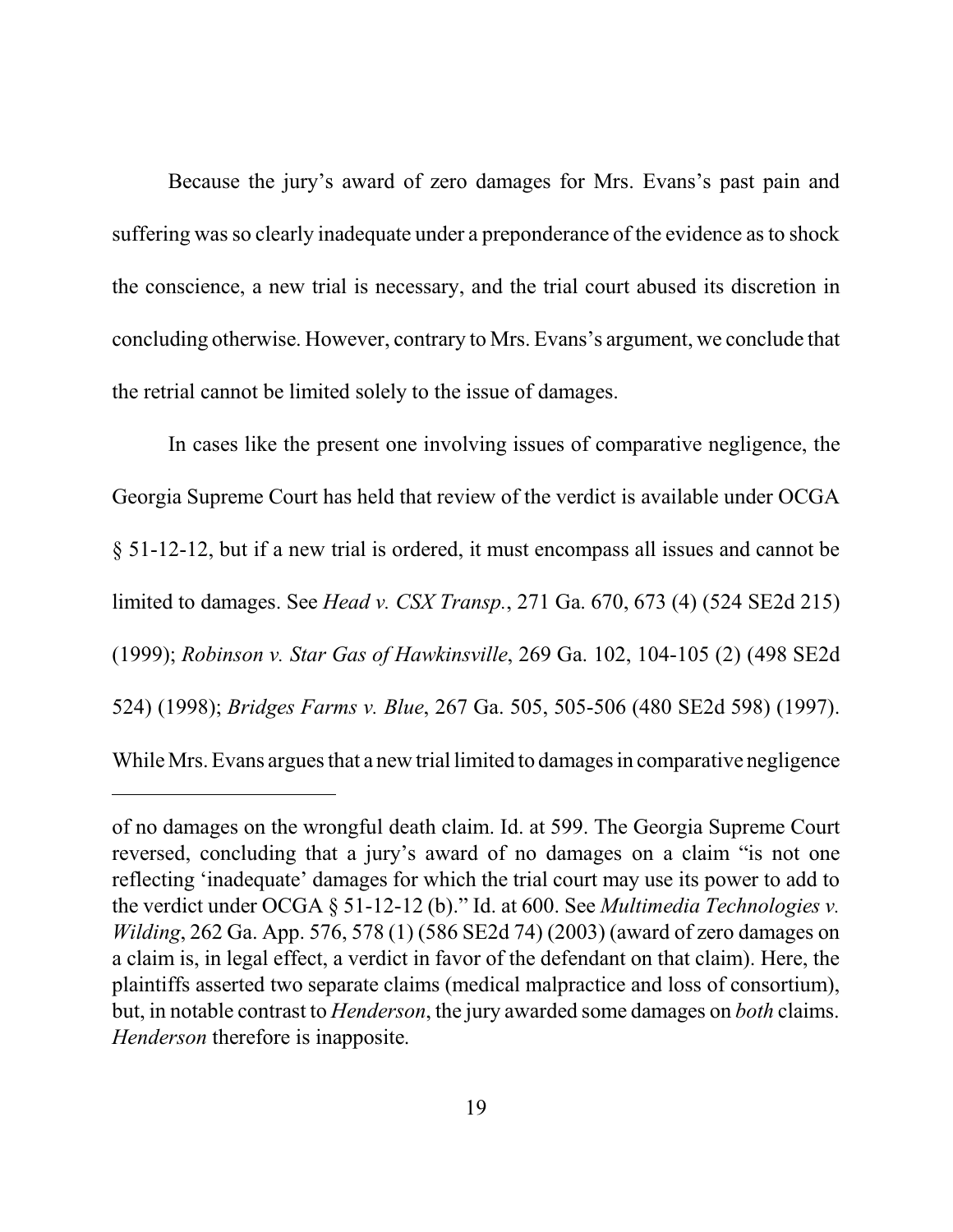Because the jury's award of zero damages for Mrs. Evans's past pain and suffering was so clearly inadequate under a preponderance of the evidence as to shock the conscience, a new trial is necessary, and the trial court abused its discretion in concluding otherwise. However, contrary to Mrs. Evans's argument, we conclude that the retrial cannot be limited solely to the issue of damages.

In cases like the present one involving issues of comparative negligence, the Georgia Supreme Court has held that review of the verdict is available under OCGA § 51-12-12, but if a new trial is ordered, it must encompass all issues and cannot be limited to damages. See *Head v. CSX Transp.*, 271 Ga. 670, 673 (4) (524 SE2d 215) (1999); *Robinson v. Star Gas of Hawkinsville*, 269 Ga. 102, 104-105 (2) (498 SE2d 524) (1998); *Bridges Farms v. Blue*, 267 Ga. 505, 505-506 (480 SE2d 598) (1997). While Mrs. Evans argues that a new trial limited to damages in comparative negligence

---

of no damages on the wrongful death claim. Id. at 599. The Georgia Supreme Court reversed, concluding that a jury's award of no damages on a claim "is not one reflecting 'inadequate' damages for which the trial court may use its power to add to the verdict under OCGA § 51-12-12 (b)." Id. at 600. See *Multimedia Technologies v. Wilding*, 262 Ga. App. 576, 578 (1) (586 SE2d 74) (2003) (award of zero damages on a claim is, in legal effect, a verdict in favor of the defendant on that claim). Here, the plaintiffs asserted two separate claims (medical malpractice and loss of consortium), but, in notable contrast to *Henderson*, the jury awarded some damages on *both* claims. *Henderson* therefore is inapposite.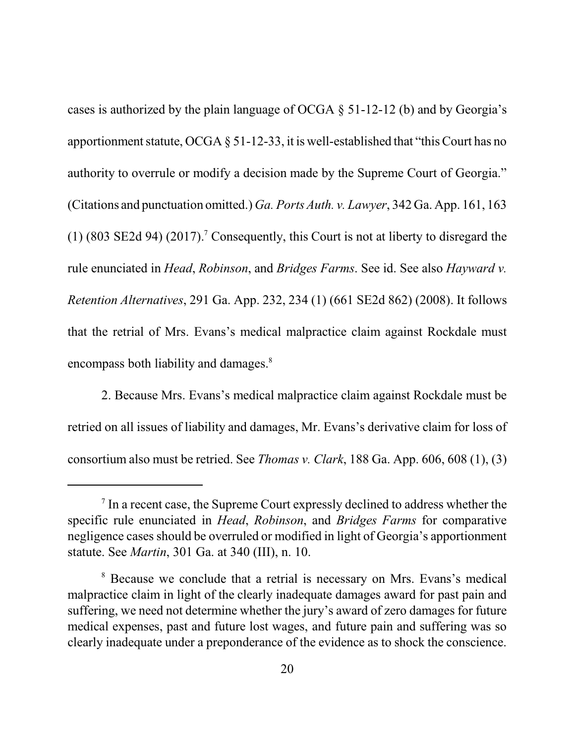cases is authorized by the plain language of OCGA § 51-12-12 (b) and by Georgia's apportionment statute, OCGA § 51-12-33, it is well-established that "this Court has no authority to overrule or modify a decision made by the Supreme Court of Georgia." (Citations and punctuation omitted.) *Ga. Ports Auth. v. Lawyer*, 342 Ga. App. 161, 163 (1) (803 SE2d 94) (2017).[7] Consequently, this Court is not at liberty to disregard the rule enunciated in *Head*, *Robinson*, and *Bridges Farms*. See id. See also *Hayward v. Retention Alternatives*, 291 Ga. App. 232, 234 (1) (661 SE2d 862) (2008). It follows that the retrial of Mrs. Evans's medical malpractice claim against Rockdale must encompass both liability and damages.[8]

2. Because Mrs. Evans's medical malpractice claim against Rockdale must be retried on all issues of liability and damages, Mr. Evans's derivative claim for loss of consortium also must be retried. See *Thomas v. Clark*, 188 Ga. App. 606, 608 (1), (3)

---

[7] In a recent case, the Supreme Court expressly declined to address whether the specific rule enunciated in *Head*, *Robinson*, and *Bridges Farms* for comparative negligence cases should be overruled or modified in light of Georgia's apportionment statute. See *Martin*, 301 Ga. at 340 (III), n. 10.

[8] Because we conclude that a retrial is necessary on Mrs. Evans's medical malpractice claim in light of the clearly inadequate damages award for past pain and suffering, we need not determine whether the jury's award of zero damages for future medical expenses, past and future lost wages, and future pain and suffering was so clearly inadequate under a preponderance of the evidence as to shock the conscience.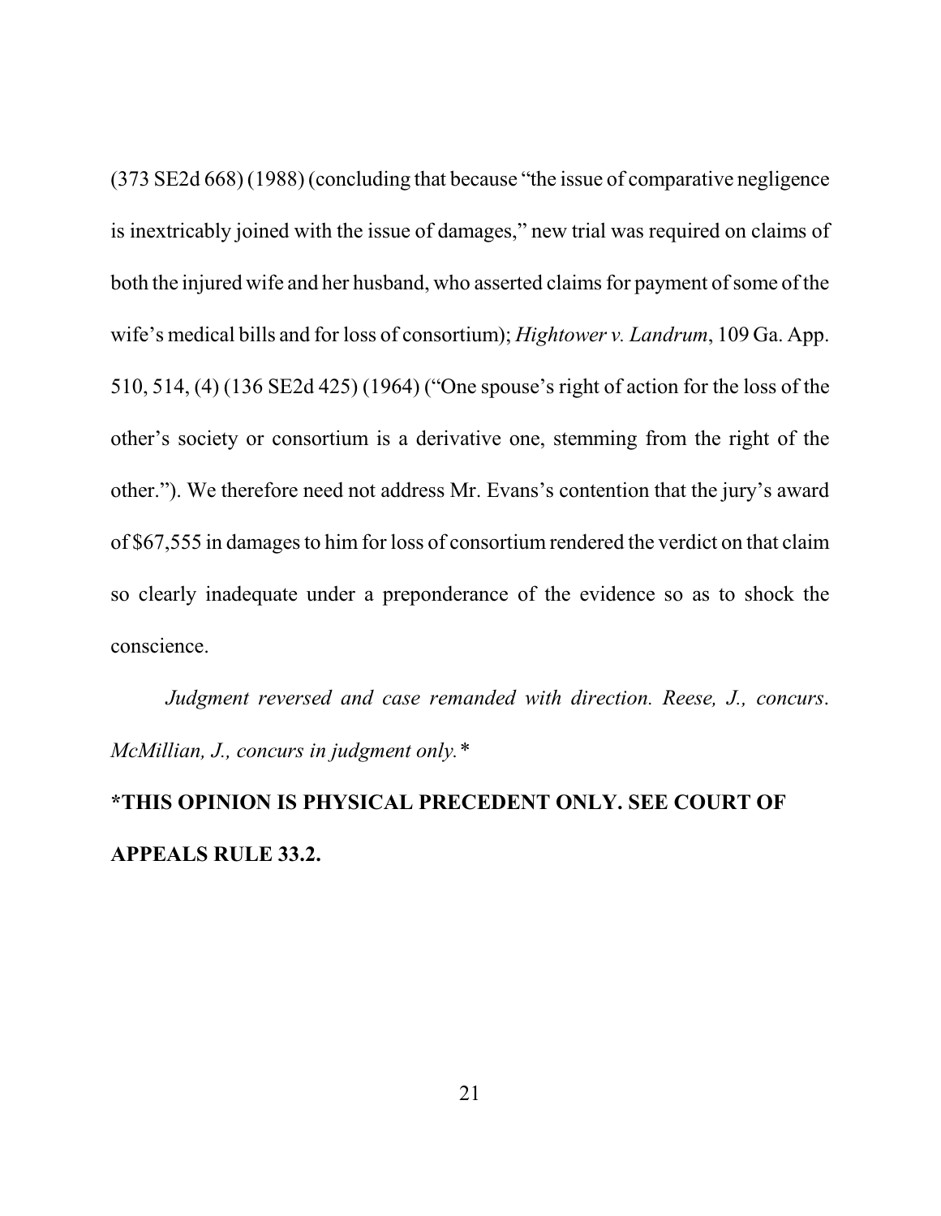(373 SE2d 668) (1988) (concluding that because "the issue of comparative negligence is inextricably joined with the issue of damages," new trial was required on claims of both the injured wife and her husband, who asserted claims for payment of some of the wife's medical bills and for loss of consortium); *Hightower v. Landrum*, 109 Ga. App. 510, 514, (4) (136 SE2d 425) (1964) ("One spouse's right of action for the loss of the other's society or consortium is a derivative one, stemming from the right of the other."). We therefore need not address Mr. Evans's contention that the jury's award of $67,555 in damages to him for loss of consortium rendered the verdict on that claim so clearly inadequate under a preponderance of the evidence so as to shock the conscience.

*Judgment reversed and case remanded with direction. Reese, J., concurs. McMillian, J., concurs in judgment only.**

**\*THIS OPINION IS PHYSICAL PRECEDENT ONLY. SEE COURT OF APPEALS RULE 33.2.**